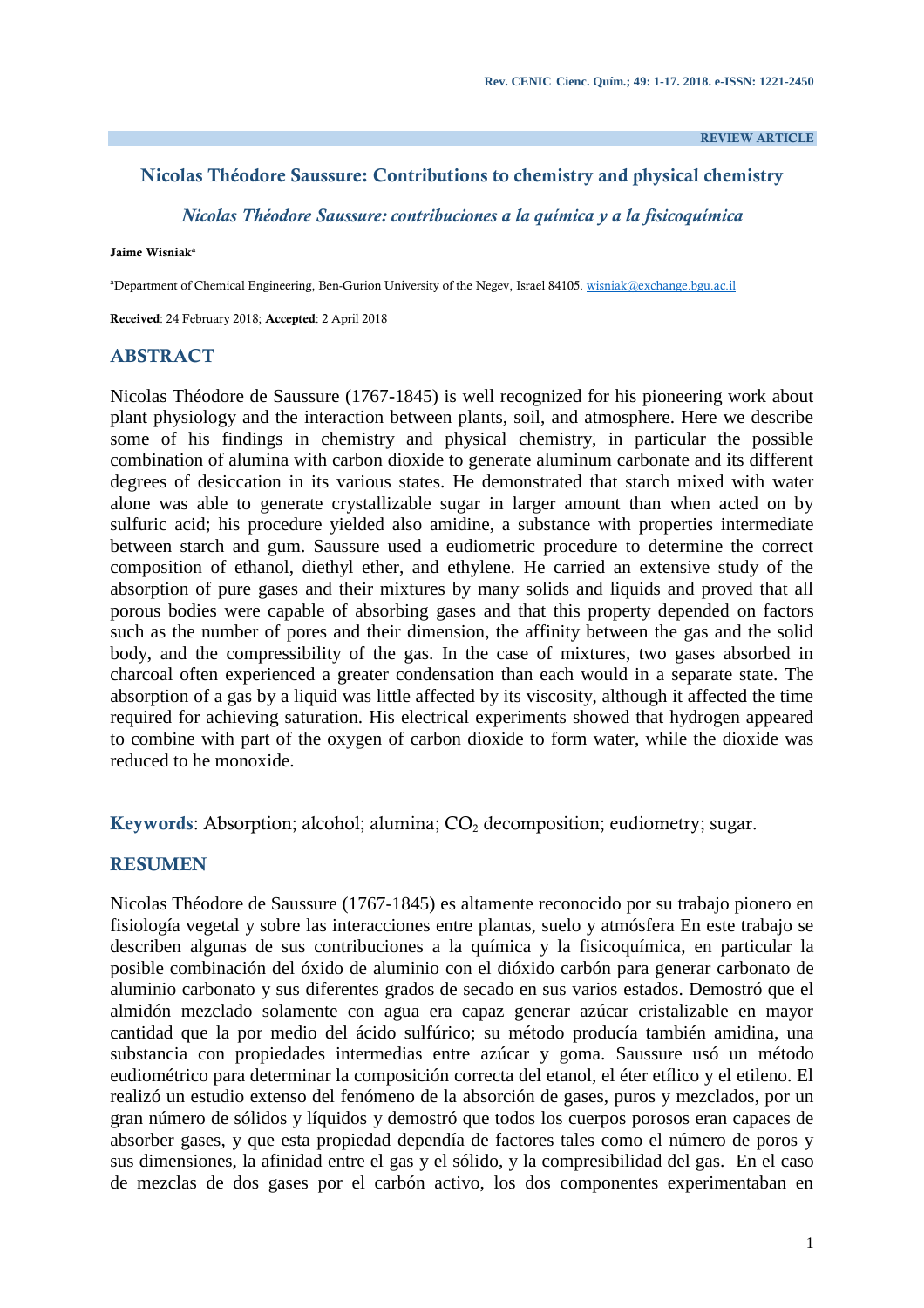REVIEW ARTICLE

# Nicolas Théodore Saussure: Contributions to chemistry and physical chemistry

*Nicolas Théodore Saussure: contribuciones a la química y a la fisicoquímica*

**Jaime Wisniak**[a]

[a]Department of Chemical Engineering, Ben-Gurion University of the Negev, Israel 84105. wisniak@exchange.bgu.ac.il

**Received**: 24 February 2018; **Accepted**: 2 April 2018

## ABSTRACT

Nicolas Théodore de Saussure (1767-1845) is well recognized for his pioneering work about plant physiology and the interaction between plants, soil, and atmosphere. Here we describe some of his findings in chemistry and physical chemistry, in particular the possible combination of alumina with carbon dioxide to generate aluminum carbonate and its different degrees of desiccation in its various states. He demonstrated that starch mixed with water alone was able to generate crystallizable sugar in larger amount than when acted on by sulfuric acid; his procedure yielded also amidine, a substance with properties intermediate between starch and gum. Saussure used a eudiometric procedure to determine the correct composition of ethanol, diethyl ether, and ethylene. He carried an extensive study of the absorption of pure gases and their mixtures by many solids and liquids and proved that all porous bodies were capable of absorbing gases and that this property depended on factors such as the number of pores and their dimension, the affinity between the gas and the solid body, and the compressibility of the gas. In the case of mixtures, two gases absorbed in charcoal often experienced a greater condensation than each would in a separate state. The absorption of a gas by a liquid was little affected by its viscosity, although it affected the time required for achieving saturation. His electrical experiments showed that hydrogen appeared to combine with part of the oxygen of carbon dioxide to form water, while the dioxide was reduced to he monoxide.

**Keywords**: Absorption; alcohol; alumina; $CO_2$ decomposition; eudiometry; sugar.

## RESUMEN

Nicolas Théodore de Saussure (1767-1845) es altamente reconocido por su trabajo pionero en fisiología vegetal y sobre las interacciones entre plantas, suelo y atmósfera En este trabajo se describen algunas de sus contribuciones a la química y la fisicoquímica, en particular la posible combinación del óxido de aluminio con el dióxido carbón para generar carbonato de aluminio carbonato y sus diferentes grados de secado en sus varios estados. Demostró que el almidón mezclado solamente con agua era capaz generar azúcar cristalizable en mayor cantidad que la por medio del ácido sulfúrico; su método producía también amidina, una substancia con propiedades intermedias entre azúcar y goma. Saussure usó un método eudiométrico para determinar la composición correcta del etanol, el éter etílico y el etileno. El realizó un estudio extenso del fenómeno de la absorción de gases, puros y mezclados, por un gran número de sólidos y líquidos y demostró que todos los cuerpos porosos eran capaces de absorber gases, y que esta propiedad dependía de factores tales como el número de poros y sus dimensiones, la afinidad entre el gas y el sólido, y la compresibilidad del gas. En el caso de mezclas de dos gases por el carbón activo, los dos componentes experimentaban en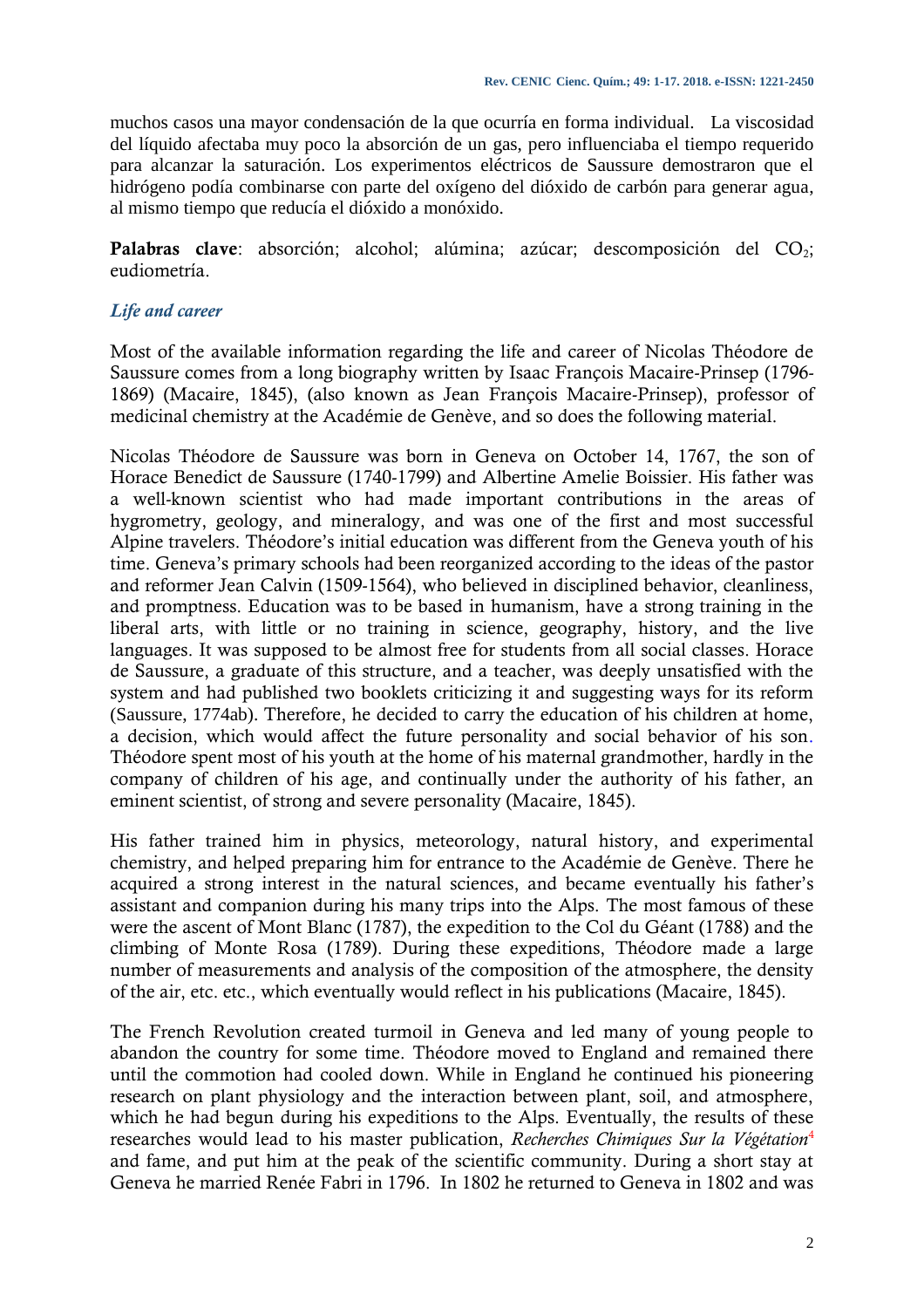muchos casos una mayor condensación de la que ocurría en forma individual. La viscosidad del líquido afectaba muy poco la absorción de un gas, pero influenciaba el tiempo requerido para alcanzar la saturación. Los experimentos eléctricos de Saussure demostraron que el hidrógeno podía combinarse con parte del oxígeno del dióxido de carbón para generar agua, al mismo tiempo que reducía el dióxido a monóxido.

**Palabras clave**: absorción; alcohol; alúmina; azúcar; descomposición del $CO_2$; eudiometría.

## *Life and career*

Most of the available information regarding the life and career of Nicolas Théodore de Saussure comes from a long biography written by Isaac François Macaire-Prinsep (1796-1869) (Macaire, 1845), (also known as Jean François Macaire-Prinsep), professor of medicinal chemistry at the Académie de Genève, and so does the following material.

Nicolas Théodore de Saussure was born in Geneva on October 14, 1767, the son of Horace Benedict de Saussure (1740-1799) and Albertine Amelie Boissier. His father was a well-known scientist who had made important contributions in the areas of hygrometry, geology, and mineralogy, and was one of the first and most successful Alpine travelers. Théodore's initial education was different from the Geneva youth of his time. Geneva's primary schools had been reorganized according to the ideas of the pastor and reformer Jean Calvin (1509-1564), who believed in disciplined behavior, cleanliness, and promptness. Education was to be based in humanism, have a strong training in the liberal arts, with little or no training in science, geography, history, and the live languages. It was supposed to be almost free for students from all social classes. Horace de Saussure, a graduate of this structure, and a teacher, was deeply unsatisfied with the system and had published two booklets criticizing it and suggesting ways for its reform (Saussure, 1774ab). Therefore, he decided to carry the education of his children at home, a decision, which would affect the future personality and social behavior of his son. Théodore spent most of his youth at the home of his maternal grandmother, hardly in the company of children of his age, and continually under the authority of his father, an eminent scientist, of strong and severe personality (Macaire, 1845).

His father trained him in physics, meteorology, natural history, and experimental chemistry, and helped preparing him for entrance to the Académie de Genève. There he acquired a strong interest in the natural sciences, and became eventually his father's assistant and companion during his many trips into the Alps. The most famous of these were the ascent of Mont Blanc (1787), the expedition to the Col du Géant (1788) and the climbing of Monte Rosa (1789). During these expeditions, Théodore made a large number of measurements and analysis of the composition of the atmosphere, the density of the air, etc. etc., which eventually would reflect in his publications (Macaire, 1845).

The French Revolution created turmoil in Geneva and led many of young people to abandon the country for some time. Théodore moved to England and remained there until the commotion had cooled down. While in England he continued his pioneering research on plant physiology and the interaction between plant, soil, and atmosphere, which he had begun during his expeditions to the Alps. Eventually, the results of these researches would lead to his master publication, *Recherches Chimiques Sur la Végétation*[4] and fame, and put him at the peak of the scientific community. During a short stay at Geneva he married Renée Fabri in 1796. In 1802 he returned to Geneva in 1802 and was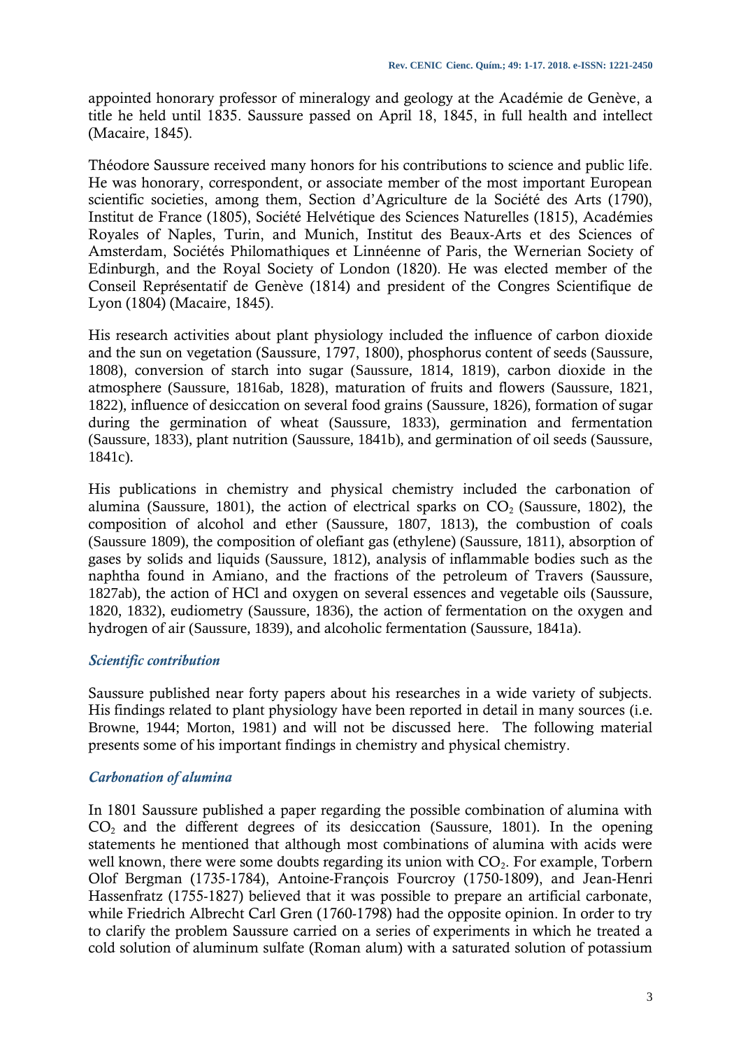appointed honorary professor of mineralogy and geology at the Académie de Genève, a title he held until 1835. Saussure passed on April 18, 1845, in full health and intellect (Macaire, 1845).

Théodore Saussure received many honors for his contributions to science and public life. He was honorary, correspondent, or associate member of the most important European scientific societies, among them, Section d'Agriculture de la Société des Arts (1790), Institut de France (1805), Société Helvétique des Sciences Naturelles (1815), Académies Royales of Naples, Turin, and Munich, Institut des Beaux-Arts et des Sciences of Amsterdam, Sociétés Philomathiques et Linnéenne of Paris, the Wernerian Society of Edinburgh, and the Royal Society of London (1820). He was elected member of the Conseil Représentatif de Genève (1814) and president of the Congres Scientifique de Lyon (1804) (Macaire, 1845).

His research activities about plant physiology included the influence of carbon dioxide and the sun on vegetation (Saussure, 1797, 1800), phosphorus content of seeds (Saussure, 1808), conversion of starch into sugar (Saussure, 1814, 1819), carbon dioxide in the atmosphere (Saussure, 1816ab, 1828), maturation of fruits and flowers (Saussure, 1821, 1822), influence of desiccation on several food grains (Saussure, 1826), formation of sugar during the germination of wheat (Saussure, 1833), germination and fermentation (Saussure, 1833), plant nutrition (Saussure, 1841b), and germination of oil seeds (Saussure, 1841c).

His publications in chemistry and physical chemistry included the carbonation of alumina (Saussure, 1801), the action of electrical sparks on $CO_2$ (Saussure, 1802), the composition of alcohol and ether (Saussure, 1807, 1813), the combustion of coals (Saussure 1809), the composition of olefiant gas (ethylene) (Saussure, 1811), absorption of gases by solids and liquids (Saussure, 1812), analysis of inflammable bodies such as the naphtha found in Amiano, and the fractions of the petroleum of Travers (Saussure, 1827ab), the action of HCl and oxygen on several essences and vegetable oils (Saussure, 1820, 1832), eudiometry (Saussure, 1836), the action of fermentation on the oxygen and hydrogen of air (Saussure, 1839), and alcoholic fermentation (Saussure, 1841a).

### *Scientific contribution*

Saussure published near forty papers about his researches in a wide variety of subjects. His findings related to plant physiology have been reported in detail in many sources (i.e. Browne, 1944; Morton, 1981) and will not be discussed here. The following material presents some of his important findings in chemistry and physical chemistry.

### *Carbonation of alumina*

In 1801 Saussure published a paper regarding the possible combination of alumina with $CO_2$ and the different degrees of its desiccation (Saussure, 1801). In the opening statements he mentioned that although most combinations of alumina with acids were well known, there were some doubts regarding its union with $CO_2$. For example, Torbern Olof Bergman (1735-1784), Antoine-François Fourcroy (1750-1809), and Jean-Henri Hassenfratz (1755-1827) believed that it was possible to prepare an artificial carbonate, while Friedrich Albrecht Carl Gren (1760-1798) had the opposite opinion. In order to try to clarify the problem Saussure carried on a series of experiments in which he treated a cold solution of aluminum sulfate (Roman alum) with a saturated solution of potassium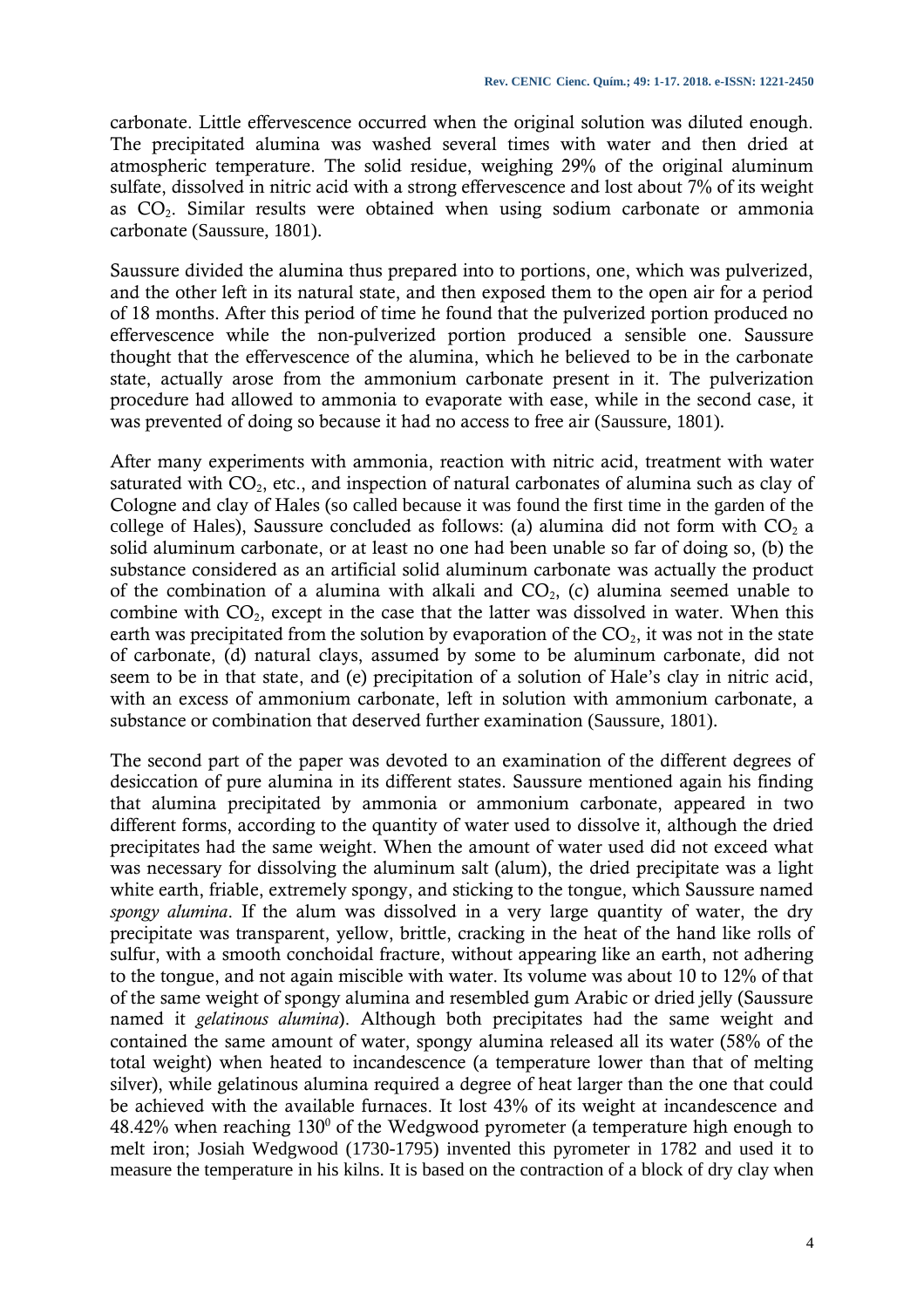carbonate. Little effervescence occurred when the original solution was diluted enough. The precipitated alumina was washed several times with water and then dried at atmospheric temperature. The solid residue, weighing 29% of the original aluminum sulfate, dissolved in nitric acid with a strong effervescence and lost about 7% of its weight as $CO_2$. Similar results were obtained when using sodium carbonate or ammonia carbonate (Saussure, 1801).

Saussure divided the alumina thus prepared into to portions, one, which was pulverized, and the other left in its natural state, and then exposed them to the open air for a period of 18 months. After this period of time he found that the pulverized portion produced no effervescence while the non-pulverized portion produced a sensible one. Saussure thought that the effervescence of the alumina, which he believed to be in the carbonate state, actually arose from the ammonium carbonate present in it. The pulverization procedure had allowed to ammonia to evaporate with ease, while in the second case, it was prevented of doing so because it had no access to free air (Saussure, 1801).

After many experiments with ammonia, reaction with nitric acid, treatment with water saturated with $CO_2$, etc., and inspection of natural carbonates of alumina such as clay of Cologne and clay of Hales (so called because it was found the first time in the garden of the college of Hales), Saussure concluded as follows: (a) alumina did not form with $CO_2$ a solid aluminum carbonate, or at least no one had been unable so far of doing so, (b) the substance considered as an artificial solid aluminum carbonate was actually the product of the combination of a alumina with alkali and $CO_2$, (c) alumina seemed unable to combine with $CO_2$, except in the case that the latter was dissolved in water. When this earth was precipitated from the solution by evaporation of the $CO_2$, it was not in the state of carbonate, (d) natural clays, assumed by some to be aluminum carbonate, did not seem to be in that state, and (e) precipitation of a solution of Hale's clay in nitric acid, with an excess of ammonium carbonate, left in solution with ammonium carbonate, a substance or combination that deserved further examination (Saussure, 1801).

The second part of the paper was devoted to an examination of the different degrees of desiccation of pure alumina in its different states. Saussure mentioned again his finding that alumina precipitated by ammonia or ammonium carbonate, appeared in two different forms, according to the quantity of water used to dissolve it, although the dried precipitates had the same weight. When the amount of water used did not exceed what was necessary for dissolving the aluminum salt (alum), the dried precipitate was a light white earth, friable, extremely spongy, and sticking to the tongue, which Saussure named *spongy alumina*. If the alum was dissolved in a very large quantity of water, the dry precipitate was transparent, yellow, brittle, cracking in the heat of the hand like rolls of sulfur, with a smooth conchoidal fracture, without appearing like an earth, not adhering to the tongue, and not again miscible with water. Its volume was about 10 to 12% of that of the same weight of spongy alumina and resembled gum Arabic or dried jelly (Saussure named it *gelatinous alumina*). Although both precipitates had the same weight and contained the same amount of water, spongy alumina released all its water (58% of the total weight) when heated to incandescence (a temperature lower than that of melting silver), while gelatinous alumina required a degree of heat larger than the one that could be achieved with the available furnaces. It lost 43% of its weight at incandescence and 48.42% when reaching $130^0$ of the Wedgwood pyrometer (a temperature high enough to melt iron; Josiah Wedgwood (1730-1795) invented this pyrometer in 1782 and used it to measure the temperature in his kilns. It is based on the contraction of a block of dry clay when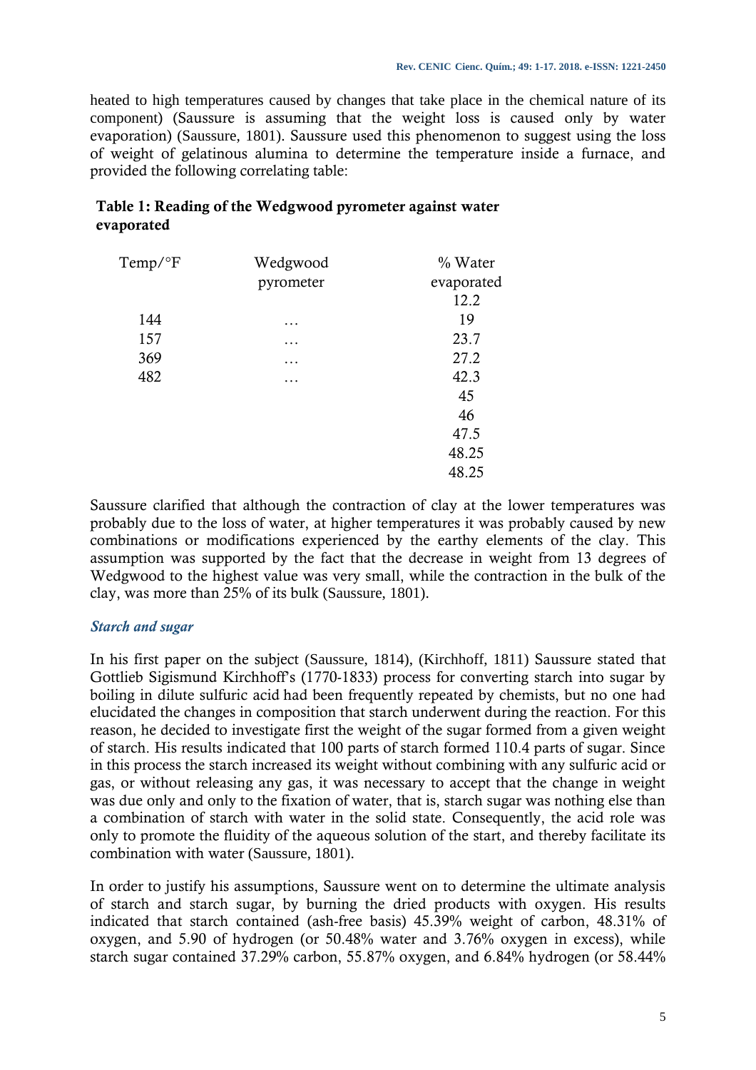heated to high temperatures caused by changes that take place in the chemical nature of its component) (Saussure is assuming that the weight loss is caused only by water evaporation) (Saussure, 1801). Saussure used this phenomenon to suggest using the loss of weight of gelatinous alumina to determine the temperature inside a furnace, and provided the following correlating table:

**Table 1: Reading of the Wedgwood pyrometer against water evaporated**

| Temp/°F | Wedgwood pyrometer | % Water evaporated |
|---|---|---|
| | | 12.2 |
| 144 | … | 19 |
| 157 | … | 23.7 |
| 369 | … | 27.2 |
| 482 | … | 42.3 |
| | | 45 |
| | | 46 |
| | | 47.5 |
| | | 48.25 |
| | | 48.25 |

Saussure clarified that although the contraction of clay at the lower temperatures was probably due to the loss of water, at higher temperatures it was probably caused by new combinations or modifications experienced by the earthy elements of the clay. This assumption was supported by the fact that the decrease in weight from 13 degrees of Wedgwood to the highest value was very small, while the contraction in the bulk of the clay, was more than 25% of its bulk (Saussure, 1801).

### *Starch and sugar*

In his first paper on the subject (Saussure, 1814), (Kirchhoff, 1811) Saussure stated that Gottlieb Sigismund Kirchhoff's (1770-1833) process for converting starch into sugar by boiling in dilute sulfuric acid had been frequently repeated by chemists, but no one had elucidated the changes in composition that starch underwent during the reaction. For this reason, he decided to investigate first the weight of the sugar formed from a given weight of starch. His results indicated that 100 parts of starch formed 110.4 parts of sugar. Since in this process the starch increased its weight without combining with any sulfuric acid or gas, or without releasing any gas, it was necessary to accept that the change in weight was due only and only to the fixation of water, that is, starch sugar was nothing else than a combination of starch with water in the solid state. Consequently, the acid role was only to promote the fluidity of the aqueous solution of the start, and thereby facilitate its combination with water (Saussure, 1801).

In order to justify his assumptions, Saussure went on to determine the ultimate analysis of starch and starch sugar, by burning the dried products with oxygen. His results indicated that starch contained (ash-free basis) 45.39% weight of carbon, 48.31% of oxygen, and 5.90 of hydrogen (or 50.48% water and 3.76% oxygen in excess), while starch sugar contained 37.29% carbon, 55.87% oxygen, and 6.84% hydrogen (or 58.44%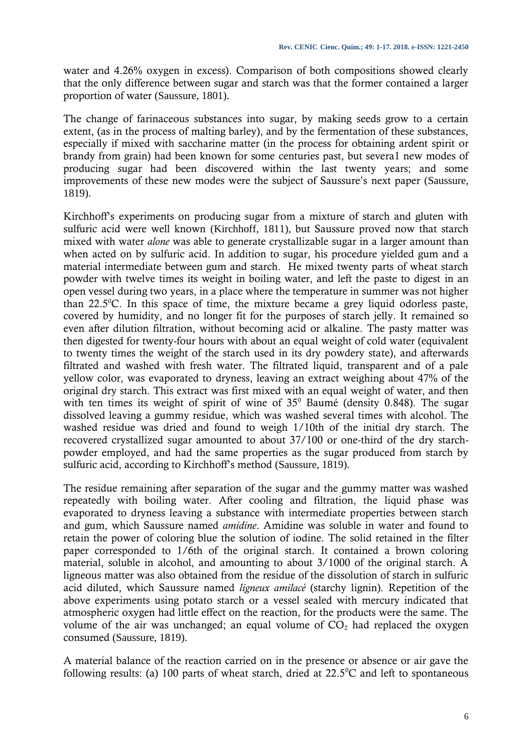water and 4.26% oxygen in excess). Comparison of both compositions showed clearly that the only difference between sugar and starch was that the former contained a larger proportion of water (Saussure, 1801).

The change of farinaceous substances into sugar, by making seeds grow to a certain extent, (as in the process of malting barley), and by the fermentation of these substances, especially if mixed with saccharine matter (in the process for obtaining ardent spirit or brandy from grain) had been known for some centuries past, but severa1 new modes of producing sugar had been discovered within the last twenty years; and some improvements of these new modes were the subject of Saussure's next paper (Saussure, 1819).

Kirchhoff's experiments on producing sugar from a mixture of starch and gluten with sulfuric acid were well known (Kirchhoff, 1811), but Saussure proved now that starch mixed with water *alone* was able to generate crystallizable sugar in a larger amount than when acted on by sulfuric acid. In addition to sugar, his procedure yielded gum and a material intermediate between gum and starch. He mixed twenty parts of wheat starch powder with twelve times its weight in boiling water, and left the paste to digest in an open vessel during two years, in a place where the temperature in summer was not higher than 22.5$^0$C. In this space of time, the mixture became a grey liquid odorless paste, covered by humidity, and no longer fit for the purposes of starch jelly. It remained so even after dilution filtration, without becoming acid or alkaline. The pasty matter was then digested for twenty-four hours with about an equal weight of cold water (equivalent to twenty times the weight of the starch used in its dry powdery state), and afterwards filtrated and washed with fresh water. The filtrated liquid, transparent and of a pale yellow color, was evaporated to dryness, leaving an extract weighing about 47% of the original dry starch. This extract was first mixed with an equal weight of water, and then with ten times its weight of spirit of wine of 35$^0$ Baumé (density 0.848). The sugar dissolved leaving a gummy residue, which was washed several times with alcohol. The washed residue was dried and found to weigh 1/10th of the initial dry starch. The recovered crystallized sugar amounted to about 37/100 or one-third of the dry starch-powder employed, and had the same properties as the sugar produced from starch by sulfuric acid, according to Kirchhoff's method (Saussure, 1819).

The residue remaining after separation of the sugar and the gummy matter was washed repeatedly with boiling water. After cooling and filtration, the liquid phase was evaporated to dryness leaving a substance with intermediate properties between starch and gum, which Saussure named *amidine*. Amidine was soluble in water and found to retain the power of coloring blue the solution of iodine. The solid retained in the filter paper corresponded to 1/6th of the original starch. It contained a brown coloring material, soluble in alcohol, and amounting to about 3/1000 of the original starch. A ligneous matter was also obtained from the residue of the dissolution of starch in sulfuric acid diluted, which Saussure named *ligneux amilacé* (starchy lignin). Repetition of the above experiments using potato starch or a vessel sealed with mercury indicated that atmospheric oxygen had little effect on the reaction, for the products were the same. The volume of the air was unchanged; an equal volume of $CO_2$ had replaced the oxygen consumed (Saussure, 1819).

A material balance of the reaction carried on in the presence or absence or air gave the following results: (a) 100 parts of wheat starch, dried at 22.5$^0$C and left to spontaneous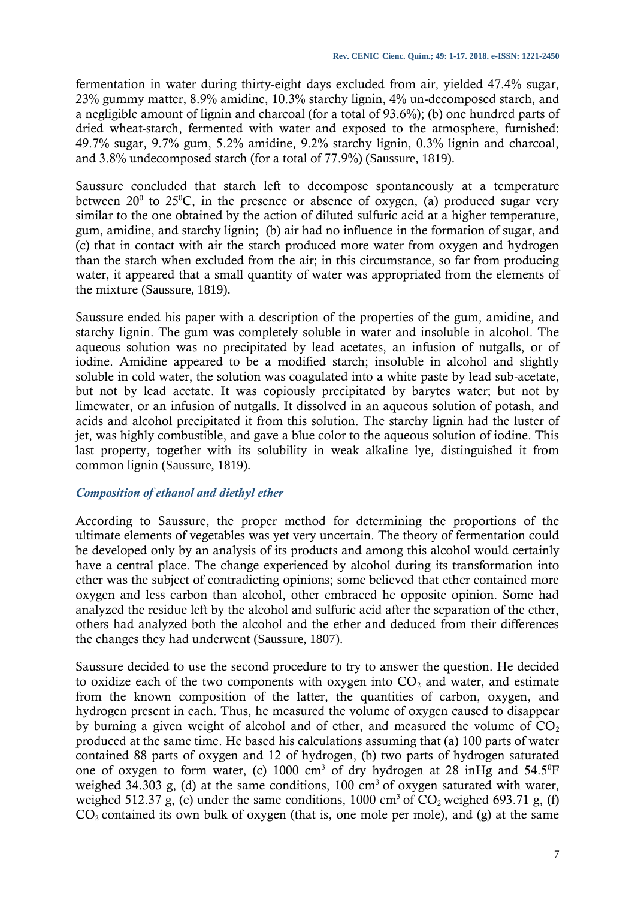fermentation in water during thirty-eight days excluded from air, yielded 47.4% sugar, 23% gummy matter, 8.9% amidine, 10.3% starchy lignin, 4% un-decomposed starch, and a negligible amount of lignin and charcoal (for a total of 93.6%); (b) one hundred parts of dried wheat-starch, fermented with water and exposed to the atmosphere, furnished: 49.7% sugar, 9.7% gum, 5.2% amidine, 9.2% starchy lignin, 0.3% lignin and charcoal, and 3.8% undecomposed starch (for a total of 77.9%) (Saussure, 1819).

Saussure concluded that starch left to decompose spontaneously at a temperature between $20^0$ to $25^0$C, in the presence or absence of oxygen, (a) produced sugar very similar to the one obtained by the action of diluted sulfuric acid at a higher temperature, gum, amidine, and starchy lignin; (b) air had no influence in the formation of sugar, and (c) that in contact with air the starch produced more water from oxygen and hydrogen than the starch when excluded from the air; in this circumstance, so far from producing water, it appeared that a small quantity of water was appropriated from the elements of the mixture (Saussure, 1819).

Saussure ended his paper with a description of the properties of the gum, amidine, and starchy lignin. The gum was completely soluble in water and insoluble in alcohol. The aqueous solution was no precipitated by lead acetates, an infusion of nutgalls, or of iodine. Amidine appeared to be a modified starch; insoluble in alcohol and slightly soluble in cold water, the solution was coagulated into a white paste by lead sub-acetate, but not by lead acetate. It was copiously precipitated by barytes water; but not by limewater, or an infusion of nutgalls. It dissolved in an aqueous solution of potash, and acids and alcohol precipitated it from this solution. The starchy lignin had the luster of jet, was highly combustible, and gave a blue color to the aqueous solution of iodine. This last property, together with its solubility in weak alkaline lye, distinguished it from common lignin (Saussure, 1819).

### *Composition of ethanol and diethyl ether*

According to Saussure, the proper method for determining the proportions of the ultimate elements of vegetables was yet very uncertain. The theory of fermentation could be developed only by an analysis of its products and among this alcohol would certainly have a central place. The change experienced by alcohol during its transformation into ether was the subject of contradicting opinions; some believed that ether contained more oxygen and less carbon than alcohol, other embraced he opposite opinion. Some had analyzed the residue left by the alcohol and sulfuric acid after the separation of the ether, others had analyzed both the alcohol and the ether and deduced from their differences the changes they had underwent (Saussure, 1807).

Saussure decided to use the second procedure to try to answer the question. He decided to oxidize each of the two components with oxygen into $CO_2$ and water, and estimate from the known composition of the latter, the quantities of carbon, oxygen, and hydrogen present in each. Thus, he measured the volume of oxygen caused to disappear by burning a given weight of alcohol and of ether, and measured the volume of $CO_2$ produced at the same time. He based his calculations assuming that (a) 100 parts of water contained 88 parts of oxygen and 12 of hydrogen, (b) two parts of hydrogen saturated one of oxygen to form water, (c) 1000 $cm^3$ of dry hydrogen at 28 inHg and $54.5^0$F weighed 34.303 g, (d) at the same conditions, 100 $cm^3$ of oxygen saturated with water, weighed 512.37 g, (e) under the same conditions, 1000 $cm^3$ of $CO_2$ weighed 693.71 g, (f) $CO_2$ contained its own bulk of oxygen (that is, one mole per mole), and (g) at the same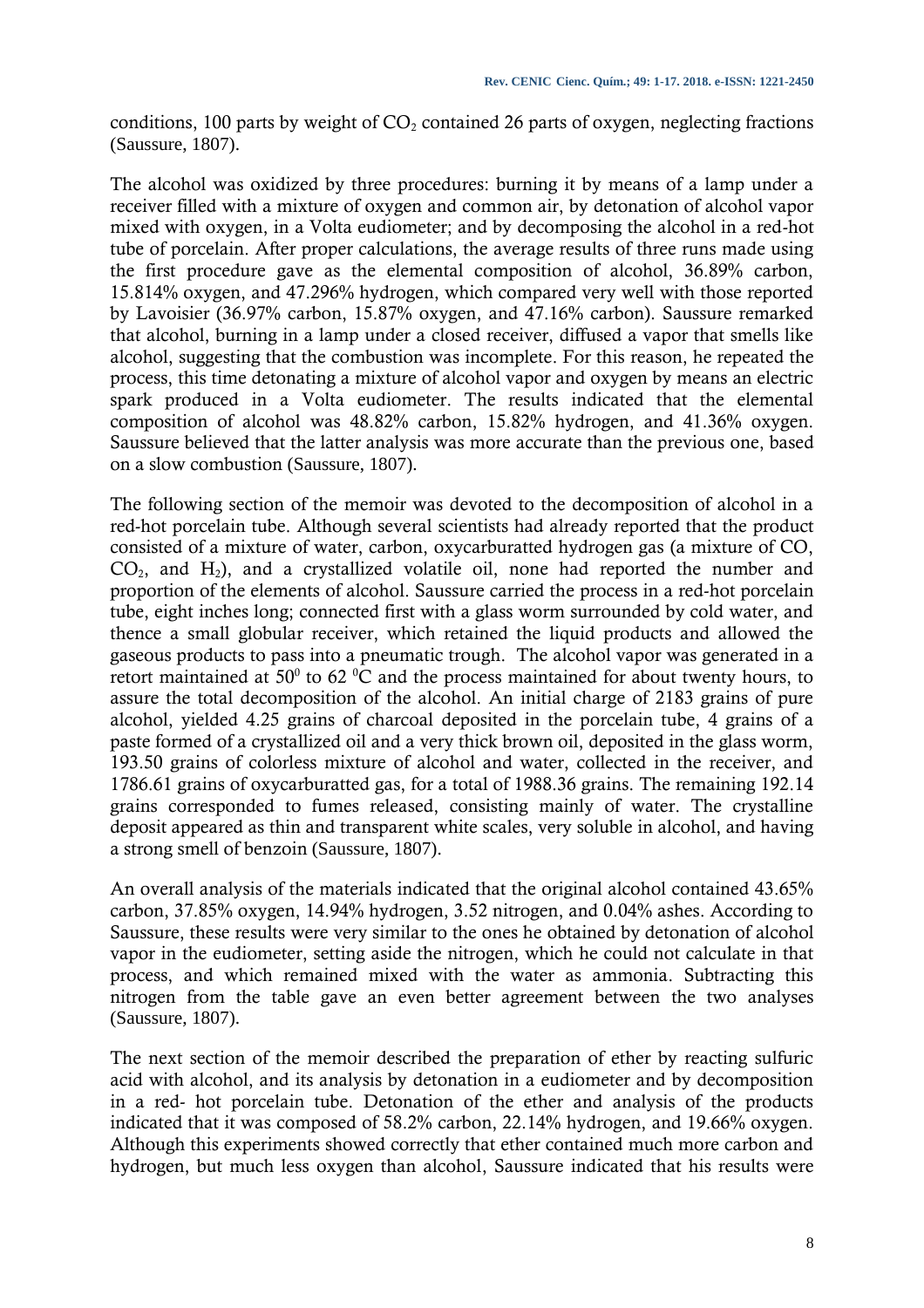conditions, 100 parts by weight of $CO_2$ contained 26 parts of oxygen, neglecting fractions (Saussure, 1807).

The alcohol was oxidized by three procedures: burning it by means of a lamp under a receiver filled with a mixture of oxygen and common air, by detonation of alcohol vapor mixed with oxygen, in a Volta eudiometer; and by decomposing the alcohol in a red-hot tube of porcelain. After proper calculations, the average results of three runs made using the first procedure gave as the elemental composition of alcohol, 36.89% carbon, 15.814% oxygen, and 47.296% hydrogen, which compared very well with those reported by Lavoisier (36.97% carbon, 15.87% oxygen, and 47.16% carbon). Saussure remarked that alcohol, burning in a lamp under a closed receiver, diffused a vapor that smells like alcohol, suggesting that the combustion was incomplete. For this reason, he repeated the process, this time detonating a mixture of alcohol vapor and oxygen by means an electric spark produced in a Volta eudiometer. The results indicated that the elemental composition of alcohol was 48.82% carbon, 15.82% hydrogen, and 41.36% oxygen. Saussure believed that the latter analysis was more accurate than the previous one, based on a slow combustion (Saussure, 1807).

The following section of the memoir was devoted to the decomposition of alcohol in a red-hot porcelain tube. Although several scientists had already reported that the product consisted of a mixture of water, carbon, oxycarburatted hydrogen gas (a mixture of CO, $CO_2$, and $H_2$), and a crystallized volatile oil, none had reported the number and proportion of the elements of alcohol. Saussure carried the process in a red-hot porcelain tube, eight inches long; connected first with a glass worm surrounded by cold water, and thence a small globular receiver, which retained the liquid products and allowed the gaseous products to pass into a pneumatic trough. The alcohol vapor was generated in a retort maintained at $50^0$ to 62 $^0$C and the process maintained for about twenty hours, to assure the total decomposition of the alcohol. An initial charge of 2183 grains of pure alcohol, yielded 4.25 grains of charcoal deposited in the porcelain tube, 4 grains of a paste formed of a crystallized oil and a very thick brown oil, deposited in the glass worm, 193.50 grains of colorless mixture of alcohol and water, collected in the receiver, and 1786.61 grains of oxycarburatted gas, for a total of 1988.36 grains. The remaining 192.14 grains corresponded to fumes released, consisting mainly of water. The crystalline deposit appeared as thin and transparent white scales, very soluble in alcohol, and having a strong smell of benzoin (Saussure, 1807).

An overall analysis of the materials indicated that the original alcohol contained 43.65% carbon, 37.85% oxygen, 14.94% hydrogen, 3.52 nitrogen, and 0.04% ashes. According to Saussure, these results were very similar to the ones he obtained by detonation of alcohol vapor in the eudiometer, setting aside the nitrogen, which he could not calculate in that process, and which remained mixed with the water as ammonia. Subtracting this nitrogen from the table gave an even better agreement between the two analyses (Saussure, 1807).

The next section of the memoir described the preparation of ether by reacting sulfuric acid with alcohol, and its analysis by detonation in a eudiometer and by decomposition in a red- hot porcelain tube. Detonation of the ether and analysis of the products indicated that it was composed of 58.2% carbon, 22.14% hydrogen, and 19.66% oxygen. Although this experiments showed correctly that ether contained much more carbon and hydrogen, but much less oxygen than alcohol, Saussure indicated that his results were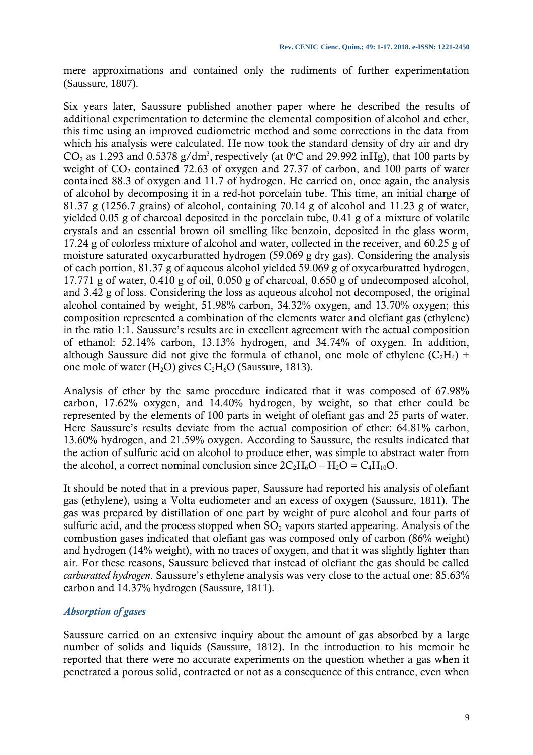mere approximations and contained only the rudiments of further experimentation (Saussure, 1807).

Six years later, Saussure published another paper where he described the results of additional experimentation to determine the elemental composition of alcohol and ether, this time using an improved eudiometric method and some corrections in the data from which his analysis were calculated. He now took the standard density of dry air and dry $CO_2$ as 1.293 and 0.5378 g/dm$^3$, respectively (at 0°C and 29.992 inHg), that 100 parts by weight of $CO_2$ contained 72.63 of oxygen and 27.37 of carbon, and 100 parts of water contained 88.3 of oxygen and 11.7 of hydrogen. He carried on, once again, the analysis of alcohol by decomposing it in a red-hot porcelain tube. This time, an initial charge of 81.37 g (1256.7 grains) of alcohol, containing 70.14 g of alcohol and 11.23 g of water, yielded 0.05 g of charcoal deposited in the porcelain tube, 0.41 g of a mixture of volatile crystals and an essential brown oil smelling like benzoin, deposited in the glass worm, 17.24 g of colorless mixture of alcohol and water, collected in the receiver, and 60.25 g of moisture saturated oxycarburatted hydrogen (59.069 g dry gas). Considering the analysis of each portion, 81.37 g of aqueous alcohol yielded 59.069 g of oxycarburatted hydrogen, 17.771 g of water, 0.410 g of oil, 0.050 g of charcoal, 0.650 g of undecomposed alcohol, and 3.42 g of loss. Considering the loss as aqueous alcohol not decomposed, the original alcohol contained by weight, 51.98% carbon, 34.32% oxygen, and 13.70% oxygen; this composition represented a combination of the elements water and olefiant gas (ethylene) in the ratio 1:1. Saussure's results are in excellent agreement with the actual composition of ethanol: 52.14% carbon, 13.13% hydrogen, and 34.74% of oxygen. In addition, although Saussure did not give the formula of ethanol, one mole of ethylene ($C_2H_4$) + one mole of water ($H_2O$) gives $C_2H_6O$ (Saussure, 1813).

Analysis of ether by the same procedure indicated that it was composed of 67.98% carbon, 17.62% oxygen, and 14.40% hydrogen, by weight, so that ether could be represented by the elements of 100 parts in weight of olefiant gas and 25 parts of water. Here Saussure's results deviate from the actual composition of ether: 64.81% carbon, 13.60% hydrogen, and 21.59% oxygen. According to Saussure, the results indicated that the action of sulfuric acid on alcohol to produce ether, was simple to abstract water from the alcohol, a correct nominal conclusion since $2C_2H_6O - H_2O = C_4H_{10}O$.

It should be noted that in a previous paper, Saussure had reported his analysis of olefiant gas (ethylene), using a Volta eudiometer and an excess of oxygen (Saussure, 1811). The gas was prepared by distillation of one part by weight of pure alcohol and four parts of sulfuric acid, and the process stopped when $SO_2$ vapors started appearing. Analysis of the combustion gases indicated that olefiant gas was composed only of carbon (86% weight) and hydrogen (14% weight), with no traces of oxygen, and that it was slightly lighter than air. For these reasons, Saussure believed that instead of olefiant the gas should be called *carburatted hydrogen*. Saussure's ethylene analysis was very close to the actual one: 85.63% carbon and 14.37% hydrogen (Saussure, 1811).

### *Absorption of gases*

Saussure carried on an extensive inquiry about the amount of gas absorbed by a large number of solids and liquids (Saussure, 1812). In the introduction to his memoir he reported that there were no accurate experiments on the question whether a gas when it penetrated a porous solid, contracted or not as a consequence of this entrance, even when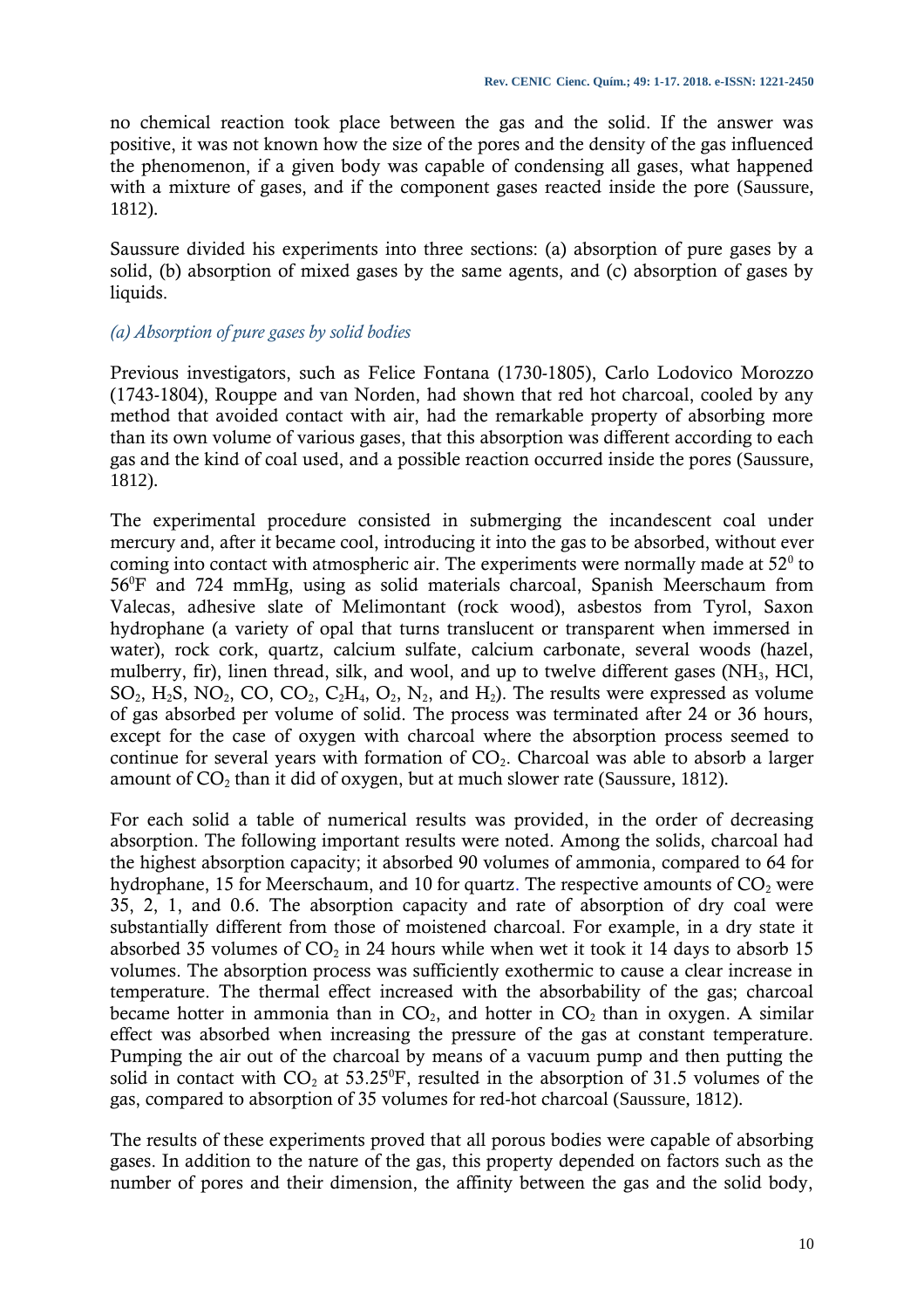no chemical reaction took place between the gas and the solid. If the answer was positive, it was not known how the size of the pores and the density of the gas influenced the phenomenon, if a given body was capable of condensing all gases, what happened with a mixture of gases, and if the component gases reacted inside the pore (Saussure, 1812).

Saussure divided his experiments into three sections: (a) absorption of pure gases by a solid, (b) absorption of mixed gases by the same agents, and (c) absorption of gases by liquids.

### *(a) Absorption of pure gases by solid bodies*

Previous investigators, such as Felice Fontana (1730-1805), Carlo Lodovico Morozzo (1743-1804), Rouppe and van Norden, had shown that red hot charcoal, cooled by any method that avoided contact with air, had the remarkable property of absorbing more than its own volume of various gases, that this absorption was different according to each gas and the kind of coal used, and a possible reaction occurred inside the pores (Saussure, 1812).

The experimental procedure consisted in submerging the incandescent coal under mercury and, after it became cool, introducing it into the gas to be absorbed, without ever coming into contact with atmospheric air. The experiments were normally made at $52^0$ to $56^0$F and 724 mmHg, using as solid materials charcoal, Spanish Meerschaum from Valecas, adhesive slate of Melimontant (rock wood), asbestos from Tyrol, Saxon hydrophane (a variety of opal that turns translucent or transparent when immersed in water), rock cork, quartz, calcium sulfate, calcium carbonate, several woods (hazel, mulberry, fir), linen thread, silk, and wool, and up to twelve different gases ($NH_3$, HCl, $SO_2$, $H_2S$, $NO_2$, CO, $CO_2$, $C_2H_4$, $O_2$, $N_2$, and $H_2$). The results were expressed as volume of gas absorbed per volume of solid. The process was terminated after 24 or 36 hours, except for the case of oxygen with charcoal where the absorption process seemed to continue for several years with formation of $CO_2$. Charcoal was able to absorb a larger amount of $CO_2$ than it did of oxygen, but at much slower rate (Saussure, 1812).

For each solid a table of numerical results was provided, in the order of decreasing absorption. The following important results were noted. Among the solids, charcoal had the highest absorption capacity; it absorbed 90 volumes of ammonia, compared to 64 for hydrophane, 15 for Meerschaum, and 10 for quartz. The respective amounts of $CO_2$ were 35, 2, 1, and 0.6. The absorption capacity and rate of absorption of dry coal were substantially different from those of moistened charcoal. For example, in a dry state it absorbed 35 volumes of $CO_2$ in 24 hours while when wet it took it 14 days to absorb 15 volumes. The absorption process was sufficiently exothermic to cause a clear increase in temperature. The thermal effect increased with the absorbability of the gas; charcoal became hotter in ammonia than in $CO_2$, and hotter in $CO_2$ than in oxygen. A similar effect was absorbed when increasing the pressure of the gas at constant temperature. Pumping the air out of the charcoal by means of a vacuum pump and then putting the solid in contact with $CO_2$ at $53.25^0$F, resulted in the absorption of 31.5 volumes of the gas, compared to absorption of 35 volumes for red-hot charcoal (Saussure, 1812).

The results of these experiments proved that all porous bodies were capable of absorbing gases. In addition to the nature of the gas, this property depended on factors such as the number of pores and their dimension, the affinity between the gas and the solid body,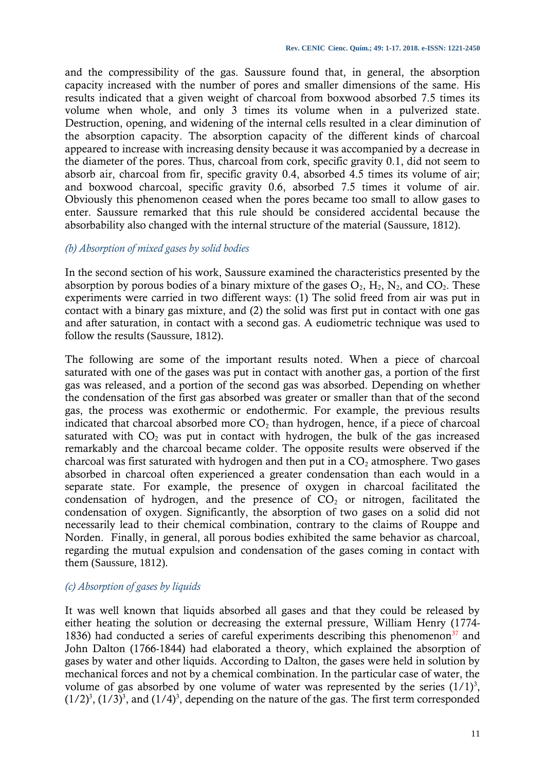and the compressibility of the gas. Saussure found that, in general, the absorption capacity increased with the number of pores and smaller dimensions of the same. His results indicated that a given weight of charcoal from boxwood absorbed 7.5 times its volume when whole, and only 3 times its volume when in a pulverized state. Destruction, opening, and widening of the internal cells resulted in a clear diminution of the absorption capacity. The absorption capacity of the different kinds of charcoal appeared to increase with increasing density because it was accompanied by a decrease in the diameter of the pores. Thus, charcoal from cork, specific gravity 0.1, did not seem to absorb air, charcoal from fir, specific gravity 0.4, absorbed 4.5 times its volume of air; and boxwood charcoal, specific gravity 0.6, absorbed 7.5 times it volume of air. Obviously this phenomenon ceased when the pores became too small to allow gases to enter. Saussure remarked that this rule should be considered accidental because the absorbability also changed with the internal structure of the material (Saussure, 1812).

*(b) Absorption of mixed gases by solid bodies*

In the second section of his work, Saussure examined the characteristics presented by the absorption by porous bodies of a binary mixture of the gases $O_2$, $H_2$, $N_2$, and $CO_2$. These experiments were carried in two different ways: (1) The solid freed from air was put in contact with a binary gas mixture, and (2) the solid was first put in contact with one gas and after saturation, in contact with a second gas. A eudiometric technique was used to follow the results (Saussure, 1812).

The following are some of the important results noted. When a piece of charcoal saturated with one of the gases was put in contact with another gas, a portion of the first gas was released, and a portion of the second gas was absorbed. Depending on whether the condensation of the first gas absorbed was greater or smaller than that of the second gas, the process was exothermic or endothermic. For example, the previous results indicated that charcoal absorbed more $CO_2$ than hydrogen, hence, if a piece of charcoal saturated with $CO_2$ was put in contact with hydrogen, the bulk of the gas increased remarkably and the charcoal became colder. The opposite results were observed if the charcoal was first saturated with hydrogen and then put in a $CO_2$ atmosphere. Two gases absorbed in charcoal often experienced a greater condensation than each would in a separate state. For example, the presence of oxygen in charcoal facilitated the condensation of hydrogen, and the presence of $CO_2$ or nitrogen, facilitated the condensation of oxygen. Significantly, the absorption of two gases on a solid did not necessarily lead to their chemical combination, contrary to the claims of Rouppe and Norden. Finally, in general, all porous bodies exhibited the same behavior as charcoal, regarding the mutual expulsion and condensation of the gases coming in contact with them (Saussure, 1812).

*(c) Absorption of gases by liquids*

It was well known that liquids absorbed all gases and that they could be released by either heating the solution or decreasing the external pressure, William Henry (1774-1836) had conducted a series of careful experiments describing this phenomenon[37] and John Dalton (1766-1844) had elaborated a theory, which explained the absorption of gases by water and other liquids. According to Dalton, the gases were held in solution by mechanical forces and not by a chemical combination. In the particular case of water, the volume of gas absorbed by one volume of water was represented by the series $(1/1)^3$, $(1/2)^3$, $(1/3)^3$, and $(1/4)^3$, depending on the nature of the gas. The first term corresponded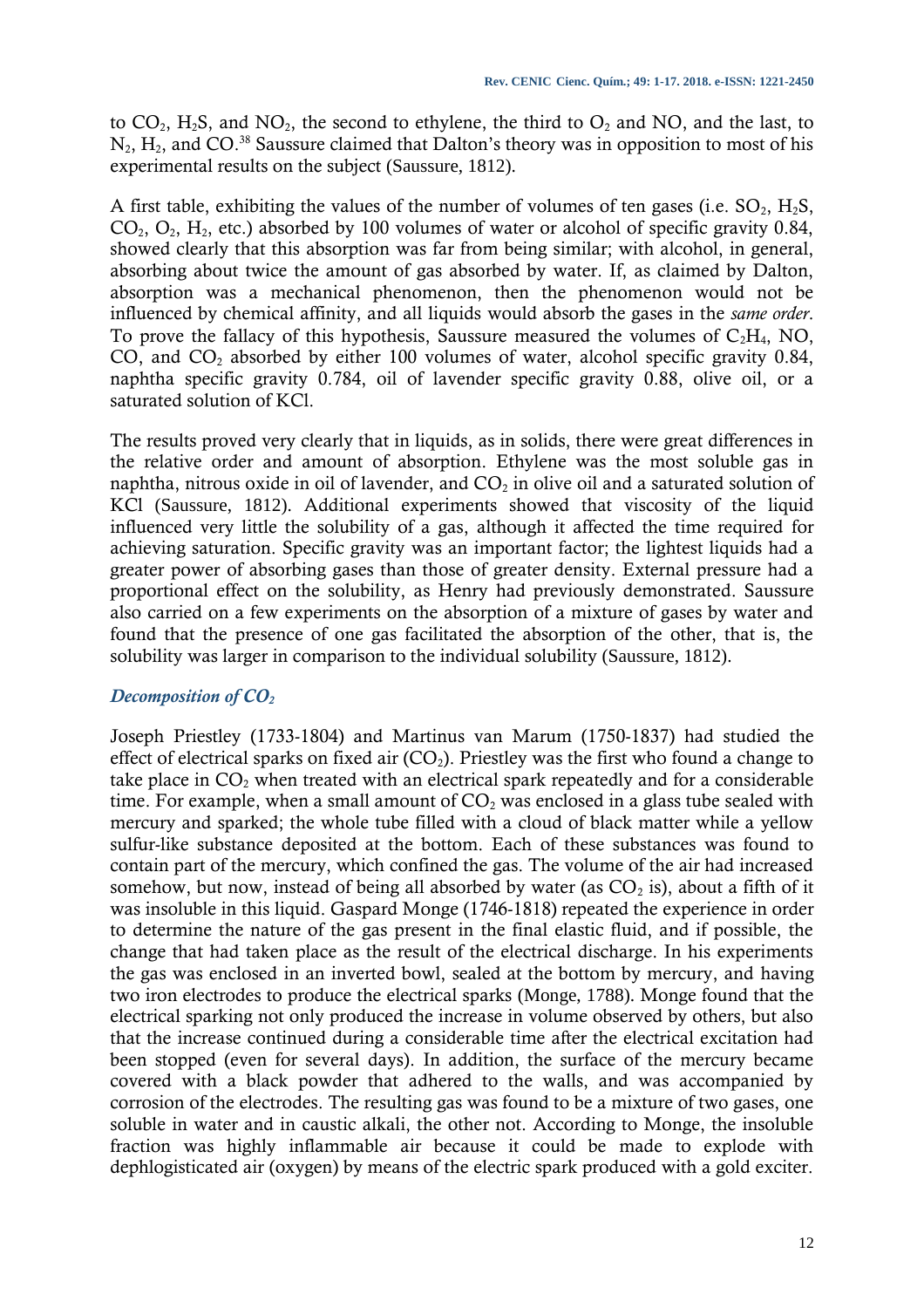to $CO_2$, $H_2S$, and $NO_2$, the second to ethylene, the third to $O_2$ and NO, and the last, to $N_2$, $H_2$, and CO.[38] Saussure claimed that Dalton's theory was in opposition to most of his experimental results on the subject (Saussure, 1812).

A first table, exhibiting the values of the number of volumes of ten gases (i.e. $SO_2$, $H_2S$, $CO_2$, $O_2$, $H_2$, etc.) absorbed by 100 volumes of water or alcohol of specific gravity 0.84, showed clearly that this absorption was far from being similar; with alcohol, in general, absorbing about twice the amount of gas absorbed by water. If, as claimed by Dalton, absorption was a mechanical phenomenon, then the phenomenon would not be influenced by chemical affinity, and all liquids would absorb the gases in the *same order*. To prove the fallacy of this hypothesis, Saussure measured the volumes of $C_2H_4$, NO, CO, and $CO_2$ absorbed by either 100 volumes of water, alcohol specific gravity 0.84, naphtha specific gravity 0.784, oil of lavender specific gravity 0.88, olive oil, or a saturated solution of KCl.

The results proved very clearly that in liquids, as in solids, there were great differences in the relative order and amount of absorption. Ethylene was the most soluble gas in naphtha, nitrous oxide in oil of lavender, and $CO_2$ in olive oil and a saturated solution of KCl (Saussure, 1812). Additional experiments showed that viscosity of the liquid influenced very little the solubility of a gas, although it affected the time required for achieving saturation. Specific gravity was an important factor; the lightest liquids had a greater power of absorbing gases than those of greater density. External pressure had a proportional effect on the solubility, as Henry had previously demonstrated. Saussure also carried on a few experiments on the absorption of a mixture of gases by water and found that the presence of one gas facilitated the absorption of the other, that is, the solubility was larger in comparison to the individual solubility (Saussure, 1812).

### *Decomposition of $CO_2$*

Joseph Priestley (1733-1804) and Martinus van Marum (1750-1837) had studied the effect of electrical sparks on fixed air ($CO_2$). Priestley was the first who found a change to take place in $CO_2$ when treated with an electrical spark repeatedly and for a considerable time. For example, when a small amount of $CO_2$ was enclosed in a glass tube sealed with mercury and sparked; the whole tube filled with a cloud of black matter while a yellow sulfur-like substance deposited at the bottom. Each of these substances was found to contain part of the mercury, which confined the gas. The volume of the air had increased somehow, but now, instead of being all absorbed by water (as $CO_2$ is), about a fifth of it was insoluble in this liquid. Gaspard Monge (1746-1818) repeated the experience in order to determine the nature of the gas present in the final elastic fluid, and if possible, the change that had taken place as the result of the electrical discharge. In his experiments the gas was enclosed in an inverted bowl, sealed at the bottom by mercury, and having two iron electrodes to produce the electrical sparks (Monge, 1788). Monge found that the electrical sparking not only produced the increase in volume observed by others, but also that the increase continued during a considerable time after the electrical excitation had been stopped (even for several days). In addition, the surface of the mercury became covered with a black powder that adhered to the walls, and was accompanied by corrosion of the electrodes. The resulting gas was found to be a mixture of two gases, one soluble in water and in caustic alkali, the other not. According to Monge, the insoluble fraction was highly inflammable air because it could be made to explode with dephlogisticated air (oxygen) by means of the electric spark produced with a gold exciter.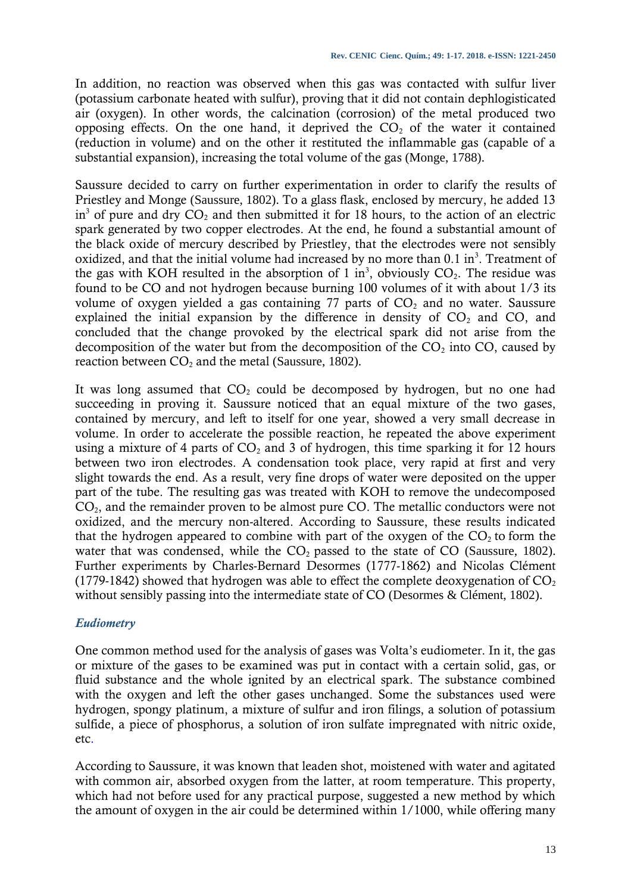In addition, no reaction was observed when this gas was contacted with sulfur liver (potassium carbonate heated with sulfur), proving that it did not contain dephlogisticated air (oxygen). In other words, the calcination (corrosion) of the metal produced two opposing effects. On the one hand, it deprived the $CO_2$ of the water it contained (reduction in volume) and on the other it restituted the inflammable gas (capable of a substantial expansion), increasing the total volume of the gas (Monge, 1788).

Saussure decided to carry on further experimentation in order to clarify the results of Priestley and Monge (Saussure, 1802). To a glass flask, enclosed by mercury, he added 13 $in^3$ of pure and dry $CO_2$ and then submitted it for 18 hours, to the action of an electric spark generated by two copper electrodes. At the end, he found a substantial amount of the black oxide of mercury described by Priestley, that the electrodes were not sensibly oxidized, and that the initial volume had increased by no more than 0.1 $in^3$. Treatment of the gas with KOH resulted in the absorption of 1 $in^3$, obviously $CO_2$. The residue was found to be CO and not hydrogen because burning 100 volumes of it with about 1/3 its volume of oxygen yielded a gas containing 77 parts of $CO_2$ and no water. Saussure explained the initial expansion by the difference in density of $CO_2$ and CO, and concluded that the change provoked by the electrical spark did not arise from the decomposition of the water but from the decomposition of the $CO_2$ into CO, caused by reaction between $CO_2$ and the metal (Saussure, 1802).

It was long assumed that $CO_2$ could be decomposed by hydrogen, but no one had succeeding in proving it. Saussure noticed that an equal mixture of the two gases, contained by mercury, and left to itself for one year, showed a very small decrease in volume. In order to accelerate the possible reaction, he repeated the above experiment using a mixture of 4 parts of $CO_2$ and 3 of hydrogen, this time sparking it for 12 hours between two iron electrodes. A condensation took place, very rapid at first and very slight towards the end. As a result, very fine drops of water were deposited on the upper part of the tube. The resulting gas was treated with KOH to remove the undecomposed $CO_2$, and the remainder proven to be almost pure CO. The metallic conductors were not oxidized, and the mercury non-altered. According to Saussure, these results indicated that the hydrogen appeared to combine with part of the oxygen of the $CO_2$ to form the water that was condensed, while the $CO_2$ passed to the state of CO (Saussure, 1802). Further experiments by Charles-Bernard Desormes (1777-1862) and Nicolas Clément (1779-1842) showed that hydrogen was able to effect the complete deoxygenation of $CO_2$ without sensibly passing into the intermediate state of CO (Desormes & Clément, 1802).

### *Eudiometry*

One common method used for the analysis of gases was Volta's eudiometer. In it, the gas or mixture of the gases to be examined was put in contact with a certain solid, gas, or fluid substance and the whole ignited by an electrical spark. The substance combined with the oxygen and left the other gases unchanged. Some the substances used were hydrogen, spongy platinum, a mixture of sulfur and iron filings, a solution of potassium sulfide, a piece of phosphorus, a solution of iron sulfate impregnated with nitric oxide, etc.

According to Saussure, it was known that leaden shot, moistened with water and agitated with common air, absorbed oxygen from the latter, at room temperature. This property, which had not before used for any practical purpose, suggested a new method by which the amount of oxygen in the air could be determined within 1/1000, while offering many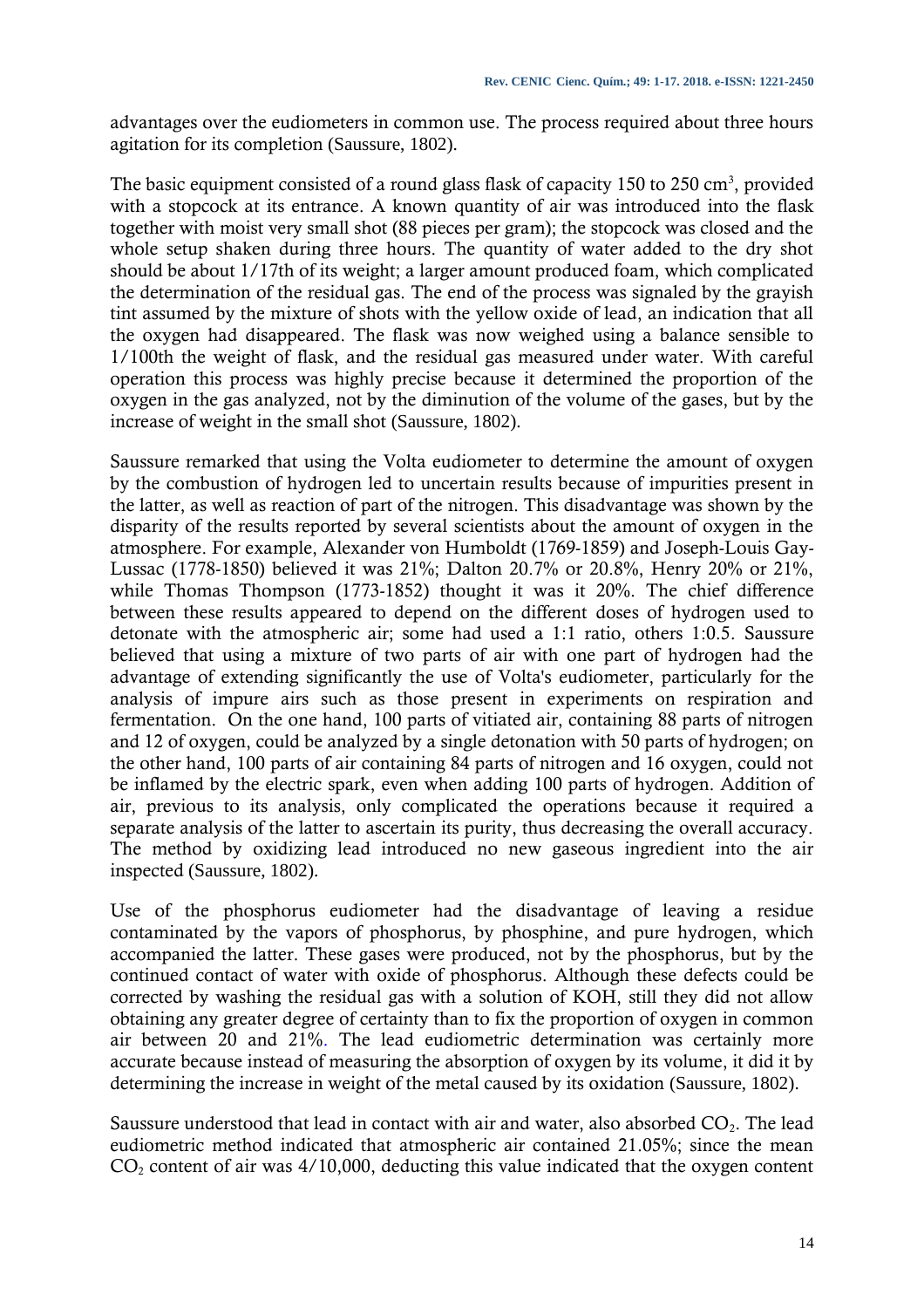advantages over the eudiometers in common use. The process required about three hours agitation for its completion (Saussure, 1802).

The basic equipment consisted of a round glass flask of capacity 150 to 250 $cm^3$, provided with a stopcock at its entrance. A known quantity of air was introduced into the flask together with moist very small shot (88 pieces per gram); the stopcock was closed and the whole setup shaken during three hours. The quantity of water added to the dry shot should be about 1/17th of its weight; a larger amount produced foam, which complicated the determination of the residual gas. The end of the process was signaled by the grayish tint assumed by the mixture of shots with the yellow oxide of lead, an indication that all the oxygen had disappeared. The flask was now weighed using a balance sensible to 1/100th the weight of flask, and the residual gas measured under water. With careful operation this process was highly precise because it determined the proportion of the oxygen in the gas analyzed, not by the diminution of the volume of the gases, but by the increase of weight in the small shot (Saussure, 1802).

Saussure remarked that using the Volta eudiometer to determine the amount of oxygen by the combustion of hydrogen led to uncertain results because of impurities present in the latter, as well as reaction of part of the nitrogen. This disadvantage was shown by the disparity of the results reported by several scientists about the amount of oxygen in the atmosphere. For example, Alexander von Humboldt (1769-1859) and Joseph-Louis Gay-Lussac (1778-1850) believed it was 21%; Dalton 20.7% or 20.8%, Henry 20% or 21%, while Thomas Thompson (1773-1852) thought it was it 20%. The chief difference between these results appeared to depend on the different doses of hydrogen used to detonate with the atmospheric air; some had used a 1:1 ratio, others 1:0.5. Saussure believed that using a mixture of two parts of air with one part of hydrogen had the advantage of extending significantly the use of Volta's eudiometer, particularly for the analysis of impure airs such as those present in experiments on respiration and fermentation. On the one hand, 100 parts of vitiated air, containing 88 parts of nitrogen and 12 of oxygen, could be analyzed by a single detonation with 50 parts of hydrogen; on the other hand, 100 parts of air containing 84 parts of nitrogen and 16 oxygen, could not be inflamed by the electric spark, even when adding 100 parts of hydrogen. Addition of air, previous to its analysis, only complicated the operations because it required a separate analysis of the latter to ascertain its purity, thus decreasing the overall accuracy. The method by oxidizing lead introduced no new gaseous ingredient into the air inspected (Saussure, 1802).

Use of the phosphorus eudiometer had the disadvantage of leaving a residue contaminated by the vapors of phosphorus, by phosphine, and pure hydrogen, which accompanied the latter. These gases were produced, not by the phosphorus, but by the continued contact of water with oxide of phosphorus. Although these defects could be corrected by washing the residual gas with a solution of KOH, still they did not allow obtaining any greater degree of certainty than to fix the proportion of oxygen in common air between 20 and 21%. The lead eudiometric determination was certainly more accurate because instead of measuring the absorption of oxygen by its volume, it did it by determining the increase in weight of the metal caused by its oxidation (Saussure, 1802).

Saussure understood that lead in contact with air and water, also absorbed $CO_2$. The lead eudiometric method indicated that atmospheric air contained 21.05%; since the mean $CO_2$ content of air was 4/10,000, deducting this value indicated that the oxygen content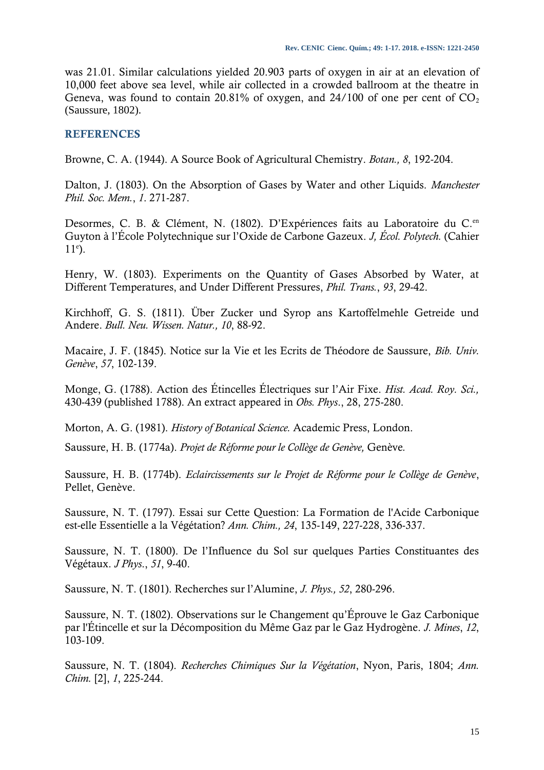was 21.01. Similar calculations yielded 20.903 parts of oxygen in air at an elevation of 10,000 feet above sea level, while air collected in a crowded ballroom at the theatre in Geneva, was found to contain 20.81% of oxygen, and 24/100 of one per cent of $CO_2$ (Saussure, 1802).

## REFERENCES

Browne, C. A. (1944). A Source Book of Agricultural Chemistry. *Botan., 8*, 192-204.

Dalton, J. (1803). On the Absorption of Gases by Water and other Liquids. *Manchester Phil. Soc. Mem.*, *1*. 271-287.

Desormes, C. B. & Clément, N. (1802). D'Expériences faits au Laboratoire du C.[en] Guyton à l'École Polytechnique sur l'Oxide de Carbone Gazeux. *J, Écol. Polytech.* (Cahier 11[e]).

Henry, W. (1803). Experiments on the Quantity of Gases Absorbed by Water, at Different Temperatures, and Under Different Pressures, *Phil. Trans.*, *93*, 29-42.

Kirchhoff, G. S. (1811). Über Zucker und Syrop ans Kartoffelmehle Getreide und Andere. *Bull. Neu. Wissen. Natur., 10*, 88-92.

Macaire, J. F. (1845). Notice sur la Vie et les Ecrits de Théodore de Saussure, *Bib. Univ. Genève*, *57*, 102-139.

Monge, G. (1788). Action des Étincelles Électriques sur l'Air Fixe. *Hist. Acad. Roy. Sci.,* 430-439 (published 1788). An extract appeared in *Obs. Phys*., 28, 275-280.

Morton, A. G. (1981). *History of Botanical Science.* Academic Press, London.

Saussure, H. B. (1774a). *Projet de Réforme pour le Collège de Genève,* Genève.

Saussure, H. B. (1774b). *Eclaircissements sur le Projet de Réforme pour le Collège de Genève*, Pellet, Genève.

Saussure, N. T. (1797). Essai sur Cette Question: La Formation de l'Acide Carbonique est-elle Essentielle a la Végétation? *Ann. Chim., 24*, 135-149, 227-228, 336-337.

Saussure, N. T. (1800). De l'Influence du Sol sur quelques Parties Constituantes des Végétaux. *J Phys*., *51*, 9-40.

Saussure, N. T. (1801). Recherches sur l'Alumine, *J. Phys., 52*, 280-296.

Saussure, N. T. (1802). Observations sur le Changement qu'Éprouve le Gaz Carbonique par l'Étincelle et sur la Décomposition du Même Gaz par le Gaz Hydrogène. *J. Mines*, *12*, 103-109.

Saussure, N. T. (1804). *Recherches Chimiques Sur la Végétation*, Nyon, Paris, 1804; *Ann. Chim.* [2], *1*, 225-244.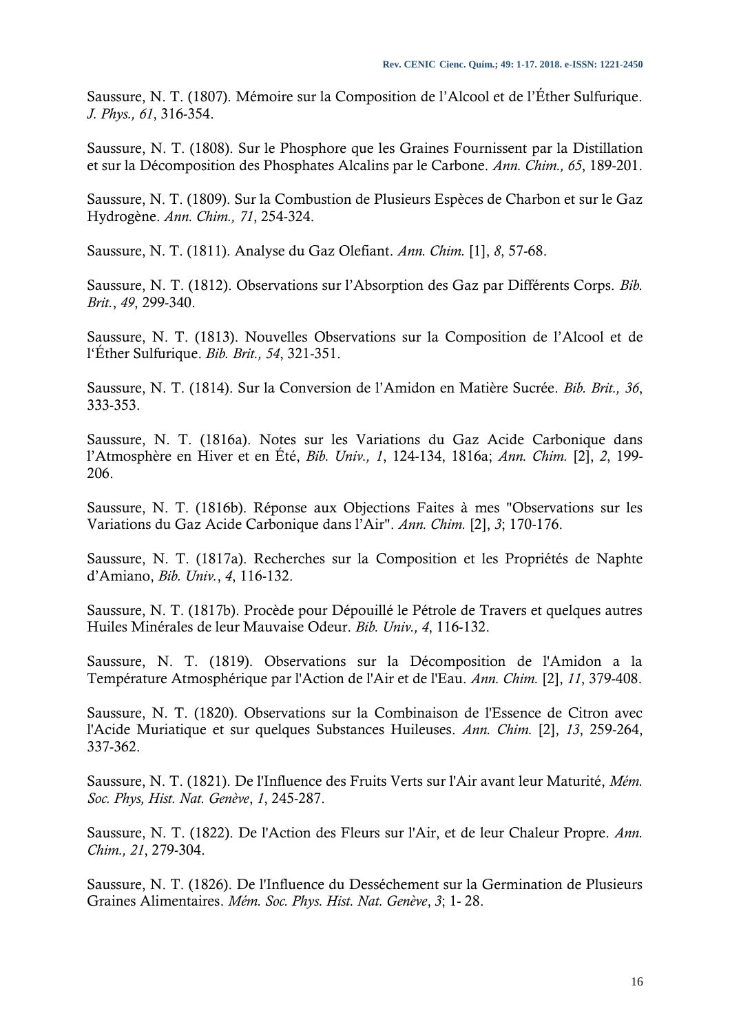Saussure, N. T. (1807). Mémoire sur la Composition de l'Alcool et de l'Éther Sulfurique. *J. Phys., 61*, 316-354.

Saussure, N. T. (1808). Sur le Phosphore que les Graines Fournissent par la Distillation et sur la Décomposition des Phosphates Alcalins par le Carbone. *Ann. Chim., 65*, 189-201.

Saussure, N. T. (1809). Sur la Combustion de Plusieurs Espèces de Charbon et sur le Gaz Hydrogène. *Ann. Chim., 71*, 254-324.

Saussure, N. T. (1811). Analyse du Gaz Olefiant. *Ann. Chim.* [1], *8*, 57-68.

Saussure, N. T. (1812). Observations sur l'Absorption des Gaz par Différents Corps. *Bib. Brit.*, *49*, 299-340.

Saussure, N. T. (1813). Nouvelles Observations sur la Composition de l'Alcool et de l'Éther Sulfurique. *Bib. Brit., 54*, 321-351.

Saussure, N. T. (1814). Sur la Conversion de l'Amidon en Matière Sucrée. *Bib. Brit., 36*, 333-353.

Saussure, N. T. (1816a). Notes sur les Variations du Gaz Acide Carbonique dans l'Atmosphère en Hiver et en Été, *Bib. Univ., 1*, 124-134, 1816a; *Ann. Chim.* [2], *2*, 199-206.

Saussure, N. T. (1816b). Réponse aux Objections Faites à mes "Observations sur les Variations du Gaz Acide Carbonique dans l'Air". *Ann. Chim.* [2], *3*; 170-176.

Saussure, N. T. (1817a). Recherches sur la Composition et les Propriétés de Naphte d'Amiano, *Bib. Univ.*, *4*, 116-132.

Saussure, N. T. (1817b). Procède pour Dépouillé le Pétrole de Travers et quelques autres Huiles Minérales de leur Mauvaise Odeur. *Bib. Univ., 4*, 116-132.

Saussure, N. T. (1819). Observations sur la Décomposition de l'Amidon a la Température Atmosphérique par l'Action de l'Air et de l'Eau. *Ann. Chim.* [2], *11*, 379-408.

Saussure, N. T. (1820). Observations sur la Combinaison de l'Essence de Citron avec l'Acide Muriatique et sur quelques Substances Huileuses. *Ann. Chim.* [2], *13*, 259-264, 337-362.

Saussure, N. T. (1821). De l'Influence des Fruits Verts sur l'Air avant leur Maturité, *Mém. Soc. Phys, Hist. Nat. Genève*, *1*, 245-287.

Saussure, N. T. (1822). De l'Action des Fleurs sur l'Air, et de leur Chaleur Propre. *Ann. Chim., 21*, 279-304.

Saussure, N. T. (1826). De l'Influence du Desséchement sur la Germination de Plusieurs Graines Alimentaires. *Mém. Soc. Phys. Hist. Nat. Genève*, *3*; 1- 28.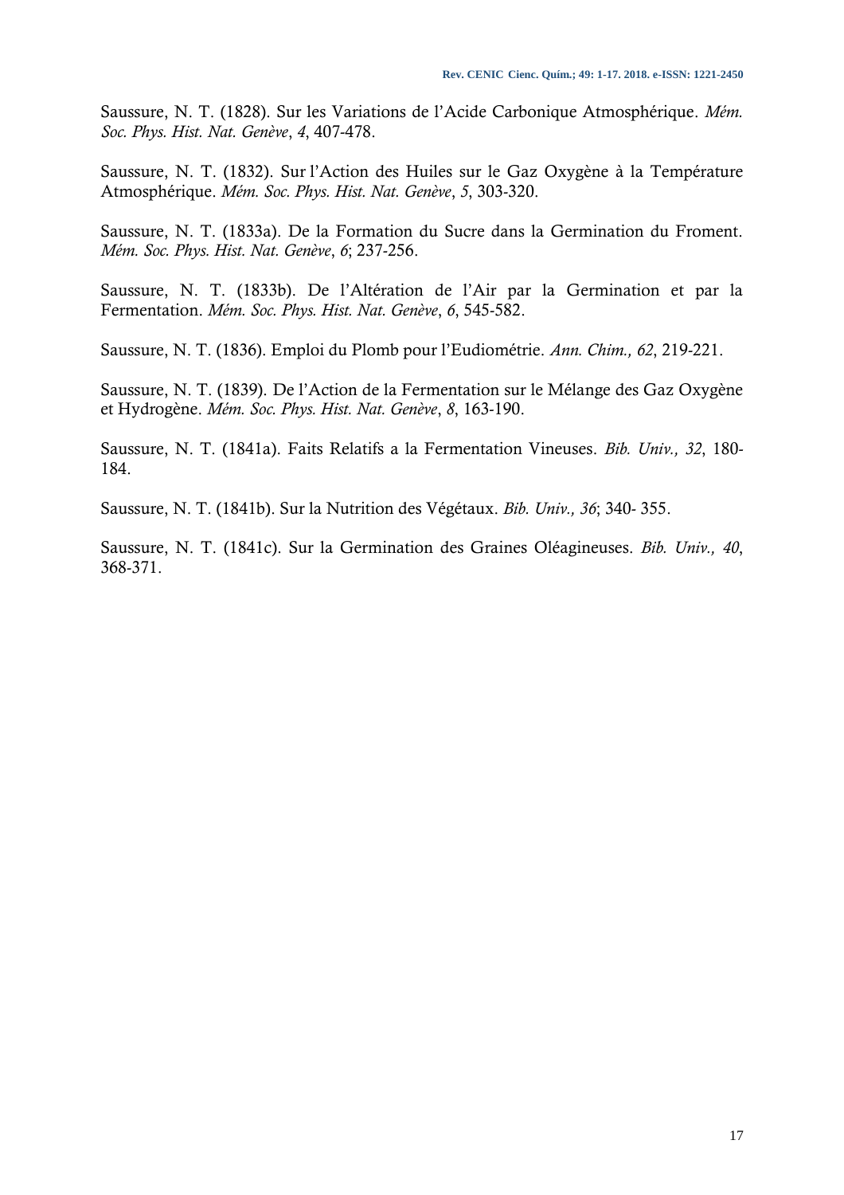Saussure, N. T. (1828). Sur les Variations de l'Acide Carbonique Atmosphérique. *Mém. Soc. Phys. Hist. Nat. Genève*, *4*, 407-478.

Saussure, N. T. (1832). Sur l'Action des Huiles sur le Gaz Oxygène à la Température Atmosphérique. *Mém. Soc. Phys. Hist. Nat. Genève*, *5*, 303-320.

Saussure, N. T. (1833a). De la Formation du Sucre dans la Germination du Froment. *Mém. Soc. Phys. Hist. Nat. Genève*, *6*; 237-256.

Saussure, N. T. (1833b). De l'Altération de l'Air par la Germination et par la Fermentation. *Mém. Soc. Phys. Hist. Nat. Genève*, *6*, 545-582.

Saussure, N. T. (1836). Emploi du Plomb pour l'Eudiométrie. *Ann. Chim., 62*, 219-221.

Saussure, N. T. (1839). De l'Action de la Fermentation sur le Mélange des Gaz Oxygène et Hydrogène. *Mém. Soc. Phys. Hist. Nat. Genève*, *8*, 163-190.

Saussure, N. T. (1841a). Faits Relatifs a la Fermentation Vineuses. *Bib. Univ., 32*, 180-184.

Saussure, N. T. (1841b). Sur la Nutrition des Végétaux. *Bib. Univ., 36*; 340- 355.

Saussure, N. T. (1841c). Sur la Germination des Graines Oléagineuses. *Bib. Univ., 40*, 368-371.